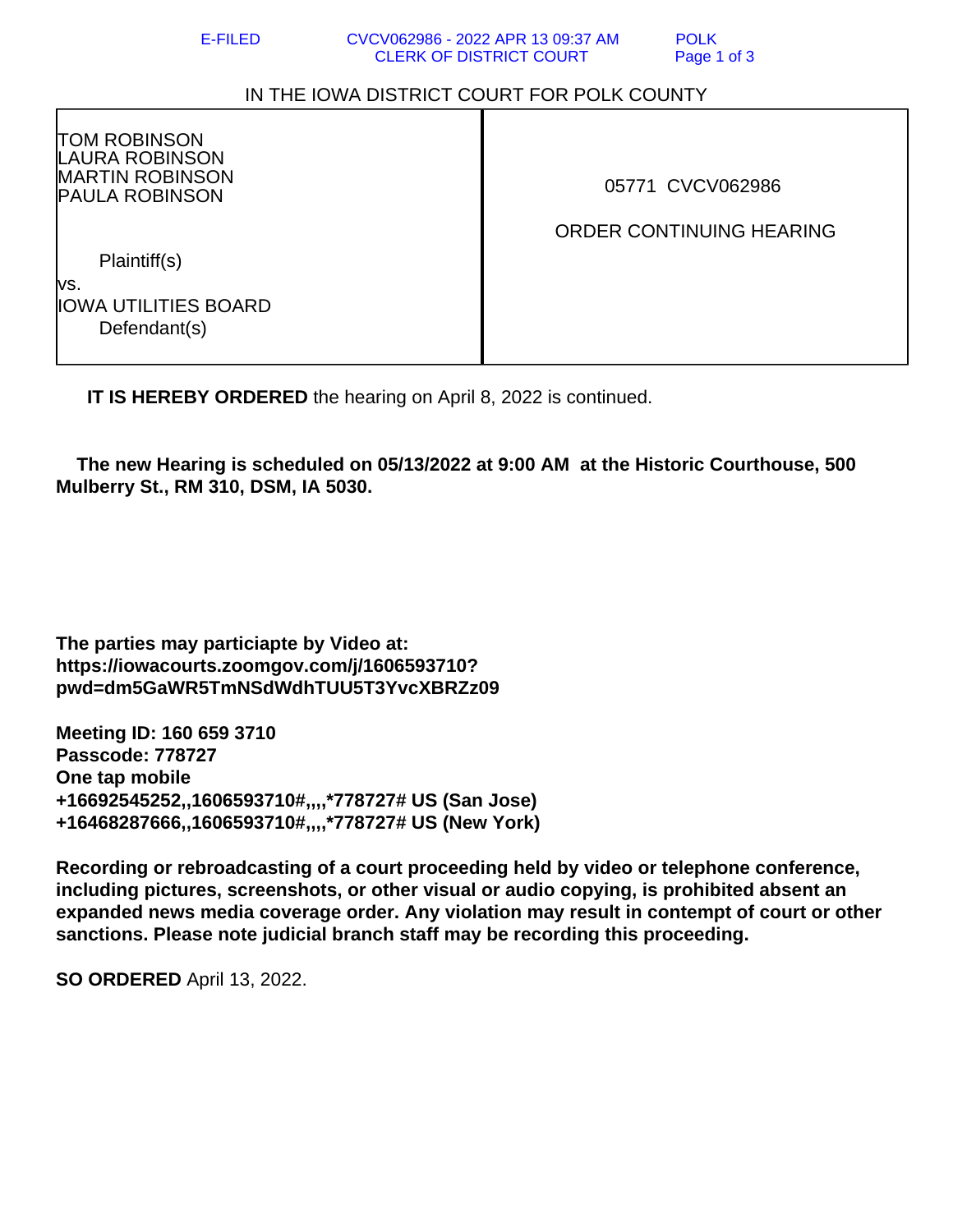E-FILED CVCV062986 - 2022 APR 13 09:37 AM POLK
CLERK OF DISTRICT COURT

IN THE IOWA DISTRICT COURT FOR POLK COUNTY

| | |
|---|---|
| TOM ROBINSON<br>LAURA ROBINSON<br>MARTIN ROBINSON<br>PAULA ROBINSON<br><br>Plaintiff(s)<br>vs.<br>IOWA UTILITIES BOARD<br>Defendant(s) | 05771 CVCV062986<br><br>ORDER CONTINUING HEARING |

**IT IS HEREBY ORDERED** the hearing on April 8, 2022 is continued.

**The new Hearing is scheduled on 05/13/2022 at 9:00 AM at the Historic Courthouse, 500 Mulberry St., RM 310, DSM, IA 5030.**

**The parties may particiapte by Video at:**
**https://iowacourts.zoomgov.com/j/1606593710?pwd=dm5GaWR5TmNSdWdhTUU5T3YvcXBRZz09**

**Meeting ID: 160 659 3710**
**Passcode: 778727**
**One tap mobile**
**+16692545252,,1606593710#,,,,*778727# US (San Jose)**
**+16468287666,,1606593710#,,,,*778727# US (New York)**

**Recording or rebroadcasting of a court proceeding held by video or telephone conference, including pictures, screenshots, or other visual or audio copying, is prohibited absent an expanded news media coverage order. Any violation may result in contempt of court or other sanctions. Please note judicial branch staff may be recording this proceeding.**

**SO ORDERED** April 13, 2022.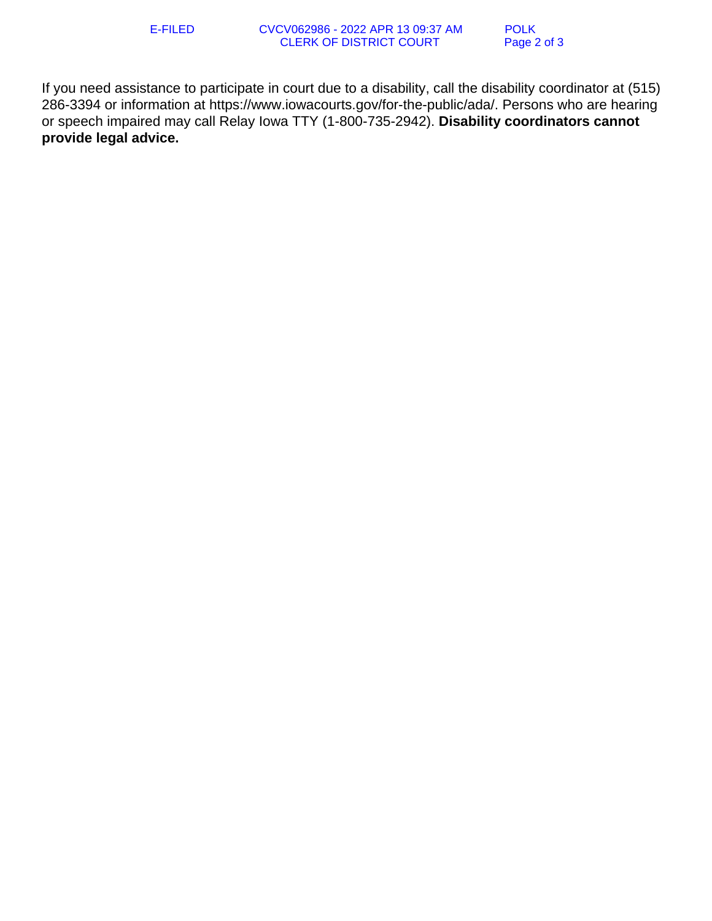If you need assistance to participate in court due to a disability, call the disability coordinator at (515) 286-3394 or information at https://www.iowacourts.gov/for-the-public/ada/. Persons who are hearing or speech impaired may call Relay Iowa TTY (1-800-735-2942). **Disability coordinators cannot provide legal advice.**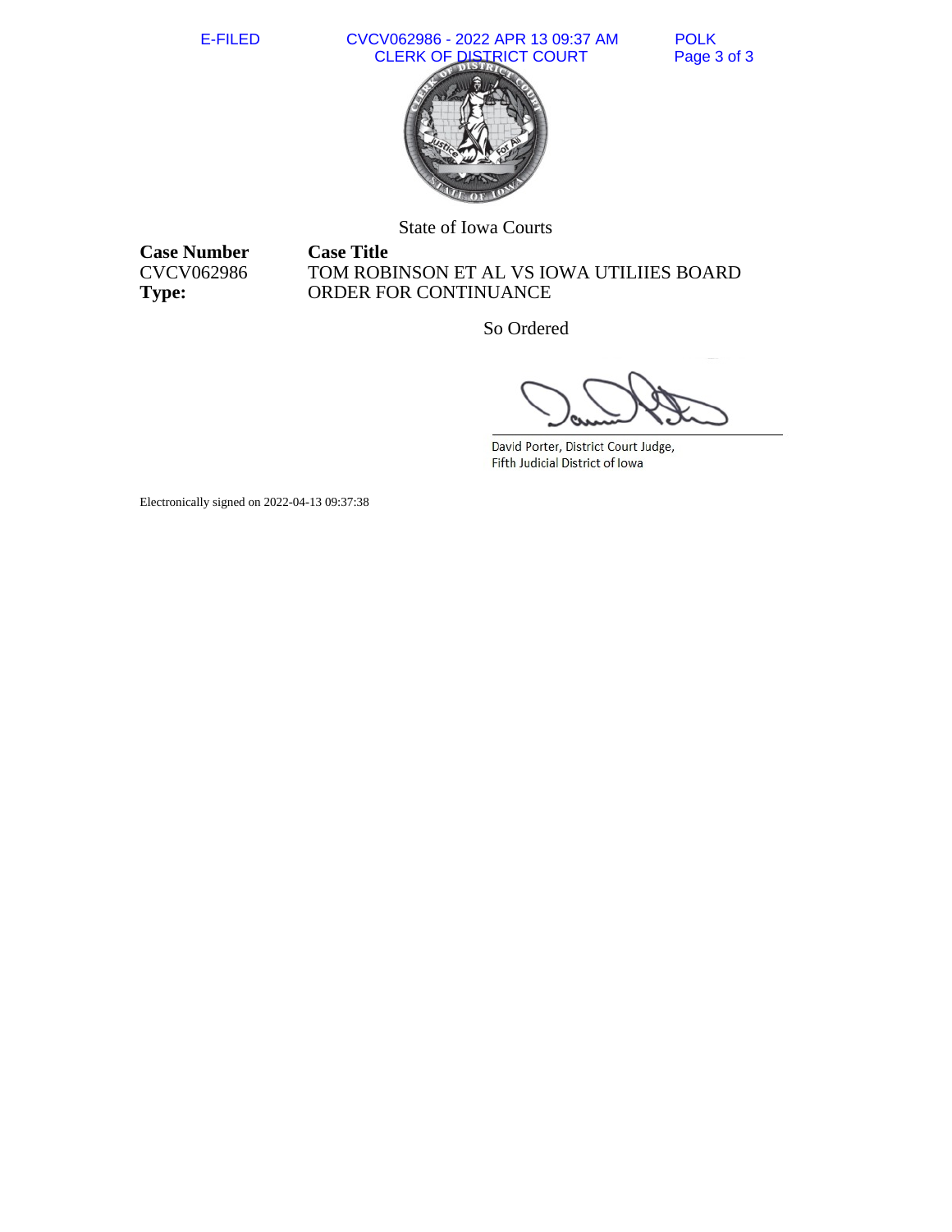State of Iowa Courts

| | |
|---|---|
| **Case Number** | **Case Title** |
| CVCV062986 | TOM ROBINSON ET AL VS IOWA UTILIIES BOARD |
| **Type:** | ORDER FOR CONTINUANCE |

So Ordered

David Porter, District Court Judge,
Fifth Judicial District of Iowa

Electronically signed on 2022-04-13 09:37:38